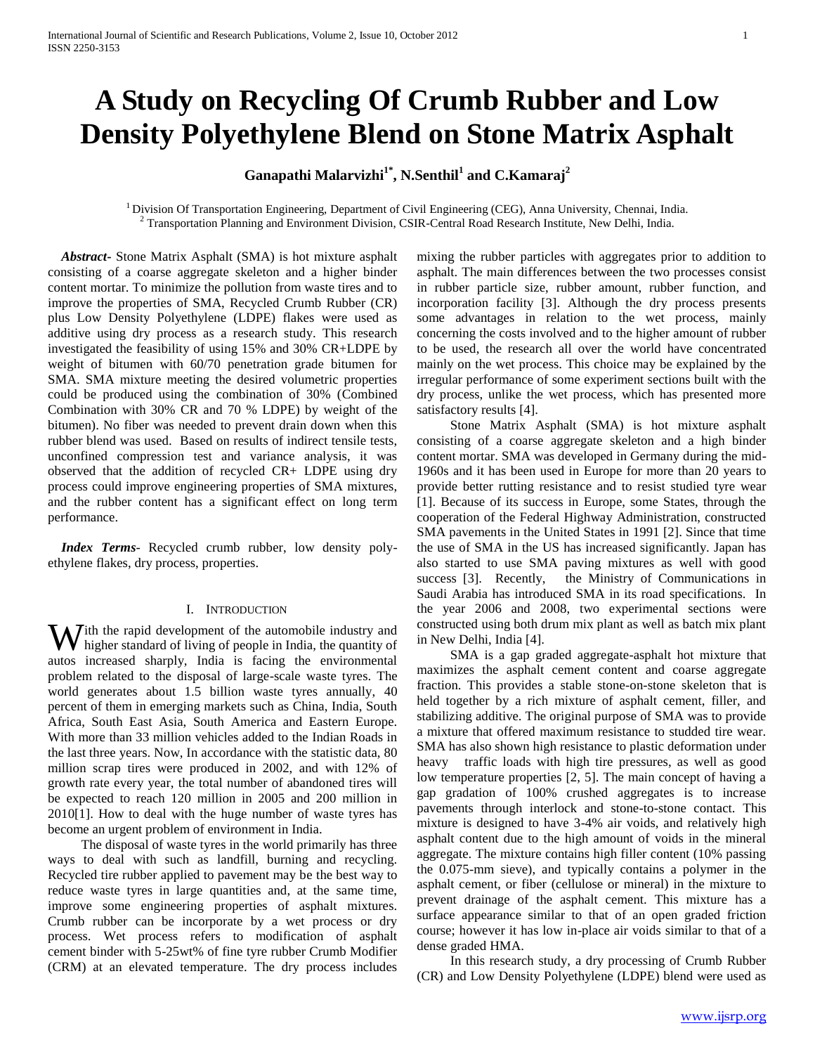# A Study on Recycling Of Crumb Rubber and Low Density Polyethylene Blend on Stone Matrix Asphalt

**Ganapathi Malarvizhi[1*], N.Senthil[1] and C.Kamaraj[2]**

[1] Division Of Transportation Engineering, Department of Civil Engineering (CEG), Anna University, Chennai, India.
[2] Transportation Planning and Environment Division, CSIR-Central Road Research Institute, New Delhi, India.

***Abstract*-** Stone Matrix Asphalt (SMA) is hot mixture asphalt consisting of a coarse aggregate skeleton and a higher binder content mortar. To minimize the pollution from waste tires and to improve the properties of SMA, Recycled Crumb Rubber (CR) plus Low Density Polyethylene (LDPE) flakes were used as additive using dry process as a research study. This research investigated the feasibility of using 15% and 30% CR+LDPE by weight of bitumen with 60/70 penetration grade bitumen for SMA. SMA mixture meeting the desired volumetric properties could be produced using the combination of 30% (Combined Combination with 30% CR and 70 % LDPE) by weight of the bitumen). No fiber was needed to prevent drain down when this rubber blend was used. Based on results of indirect tensile tests, unconfined compression test and variance analysis, it was observed that the addition of recycled CR+ LDPE using dry process could improve engineering properties of SMA mixtures, and the rubber content has a significant effect on long term performance.

***Index Terms*-** Recycled crumb rubber, low density poly-ethylene flakes, dry process, properties.

## I. Introduction

With the rapid development of the automobile industry and higher standard of living of people in India, the quantity of autos increased sharply, India is facing the environmental problem related to the disposal of large-scale waste tyres. The world generates about 1.5 billion waste tyres annually, 40 percent of them in emerging markets such as China, India, South Africa, South East Asia, South America and Eastern Europe. With more than 33 million vehicles added to the Indian Roads in the last three years. Now, In accordance with the statistic data, 80 million scrap tires were produced in 2002, and with 12% of growth rate every year, the total number of abandoned tires will be expected to reach 120 million in 2005 and 200 million in 2010[1]. How to deal with the huge number of waste tyres has become an urgent problem of environment in India.

The disposal of waste tyres in the world primarily has three ways to deal with such as landfill, burning and recycling. Recycled tire rubber applied to pavement may be the best way to reduce waste tyres in large quantities and, at the same time, improve some engineering properties of asphalt mixtures. Crumb rubber can be incorporate by a wet process or dry process. Wet process refers to modification of asphalt cement binder with 5-25wt% of fine tyre rubber Crumb Modifier (CRM) at an elevated temperature. The dry process includes mixing the rubber particles with aggregates prior to addition to asphalt. The main differences between the two processes consist in rubber particle size, rubber amount, rubber function, and incorporation facility [3]. Although the dry process presents some advantages in relation to the wet process, mainly concerning the costs involved and to the higher amount of rubber to be used, the research all over the world have concentrated mainly on the wet process. This choice may be explained by the irregular performance of some experiment sections built with the dry process, unlike the wet process, which has presented more satisfactory results [4].

Stone Matrix Asphalt (SMA) is hot mixture asphalt consisting of a coarse aggregate skeleton and a high binder content mortar. SMA was developed in Germany during the mid-1960s and it has been used in Europe for more than 20 years to provide better rutting resistance and to resist studied tyre wear [1]. Because of its success in Europe, some States, through the cooperation of the Federal Highway Administration, constructed SMA pavements in the United States in 1991 [2]. Since that time the use of SMA in the US has increased significantly. Japan has also started to use SMA paving mixtures as well with good success [3]. Recently, the Ministry of Communications in Saudi Arabia has introduced SMA in its road specifications. In the year 2006 and 2008, two experimental sections were constructed using both drum mix plant as well as batch mix plant in New Delhi, India [4].

SMA is a gap graded aggregate-asphalt hot mixture that maximizes the asphalt cement content and coarse aggregate fraction. This provides a stable stone-on-stone skeleton that is held together by a rich mixture of asphalt cement, filler, and stabilizing additive. The original purpose of SMA was to provide a mixture that offered maximum resistance to studded tire wear. SMA has also shown high resistance to plastic deformation under heavy traffic loads with high tire pressures, as well as good low temperature properties [2, 5]. The main concept of having a gap gradation of 100% crushed aggregates is to increase pavements through interlock and stone-to-stone contact. This mixture is designed to have 3-4% air voids, and relatively high asphalt content due to the high amount of voids in the mineral aggregate. The mixture contains high filler content (10% passing the 0.075-mm sieve), and typically contains a polymer in the asphalt cement, or fiber (cellulose or mineral) in the mixture to prevent drainage of the asphalt cement. This mixture has a surface appearance similar to that of an open graded friction course; however it has low in-place air voids similar to that of a dense graded HMA.

In this research study, a dry processing of Crumb Rubber (CR) and Low Density Polyethylene (LDPE) blend were used as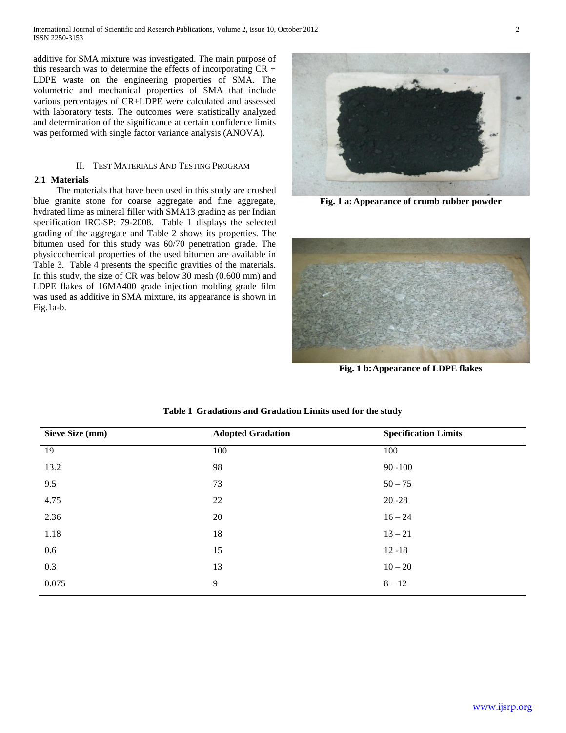additive for SMA mixture was investigated. The main purpose of this research was to determine the effects of incorporating CR + LDPE waste on the engineering properties of SMA. The volumetric and mechanical properties of SMA that include various percentages of CR+LDPE were calculated and assessed with laboratory tests. The outcomes were statistically analyzed and determination of the significance at certain confidence limits was performed with single factor variance analysis (ANOVA).

## II. Test Materials And Testing Program

### 2.1 Materials

The materials that have been used in this study are crushed blue granite stone for coarse aggregate and fine aggregate, hydrated lime as mineral filler with SMA13 grading as per Indian specification IRC-SP: 79-2008. Table 1 displays the selected grading of the aggregate and Table 2 shows its properties. The bitumen used for this study was 60/70 penetration grade. The physicochemical properties of the used bitumen are available in Table 3. Table 4 presents the specific gravities of the materials. In this study, the size of CR was below 30 mesh (0.600 mm) and LDPE flakes of 16MA400 grade injection molding grade film was used as additive in SMA mixture, its appearance is shown in Fig.1a-b.

**Fig. 1 a: Appearance of crumb rubber powder**

**Fig. 1 b: Appearance of LDPE flakes**

**Table 1 Gradations and Gradation Limits used for the study**

| Sieve Size (mm) | Adopted Gradation | Specification Limits |
|---|---|---|
| 19 | 100 | 100 |
| 13.2 | 98 | 90 -100 |
| 9.5 | 73 | 50 – 75 |
| 4.75 | 22 | 20 -28 |
| 2.36 | 20 | 16 – 24 |
| 1.18 | 18 | 13 – 21 |
| 0.6 | 15 | 12 -18 |
| 0.3 | 13 | 10 – 20 |
| 0.075 | 9 | 8 – 12 |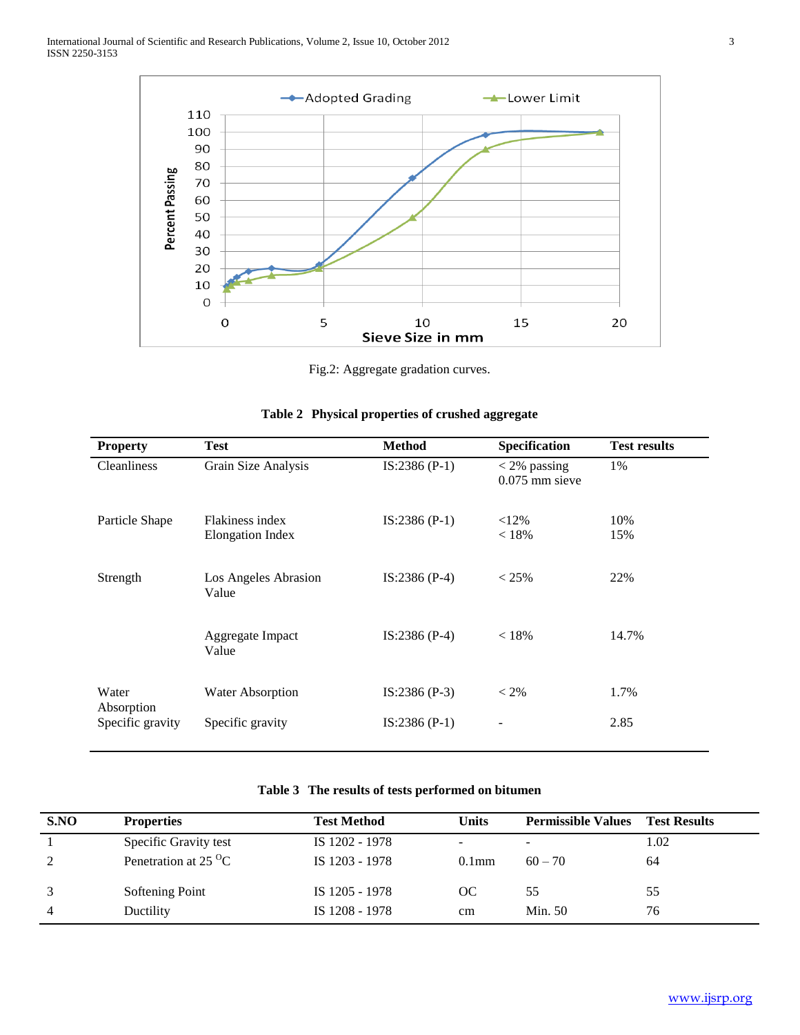Fig.2: Aggregate gradation curves.

**Table 2 Physical properties of crushed aggregate**

| Property | Test | Method | Specification | Test results |
|---|---|---|---|---|
| Cleanliness | Grain Size Analysis | IS:2386 (P-1) | < 2% passing 0.075 mm sieve | 1% |
| Particle Shape | Flakiness index<br>Elongation Index | IS:2386 (P-1) | <12%<br>< 18% | 10%<br>15% |
| Strength | Los Angeles Abrasion Value | IS:2386 (P-4) | < 25% | 22% |
| | Aggregate Impact Value | IS:2386 (P-4) | < 18% | 14.7% |
| Water Absorption | Water Absorption | IS:2386 (P-3) | < 2% | 1.7% |
| Specific gravity | Specific gravity | IS:2386 (P-1) | - | 2.85 |

**Table 3 The results of tests performed on bitumen**

| S.NO | Properties | Test Method | Units | Permissible Values | Test Results |
|---|---|---|---|---|---|
| 1 | Specific Gravity test | IS 1202 - 1978 | - | - | 1.02 |
| 2 | Penetration at 25 $^{O}$C | IS 1203 - 1978 | 0.1mm | 60 – 70 | 64 |
| 3 | Softening Point | IS 1205 - 1978 | OC | 55 | 55 |
| 4 | Ductility | IS 1208 - 1978 | cm | Min. 50 | 76 |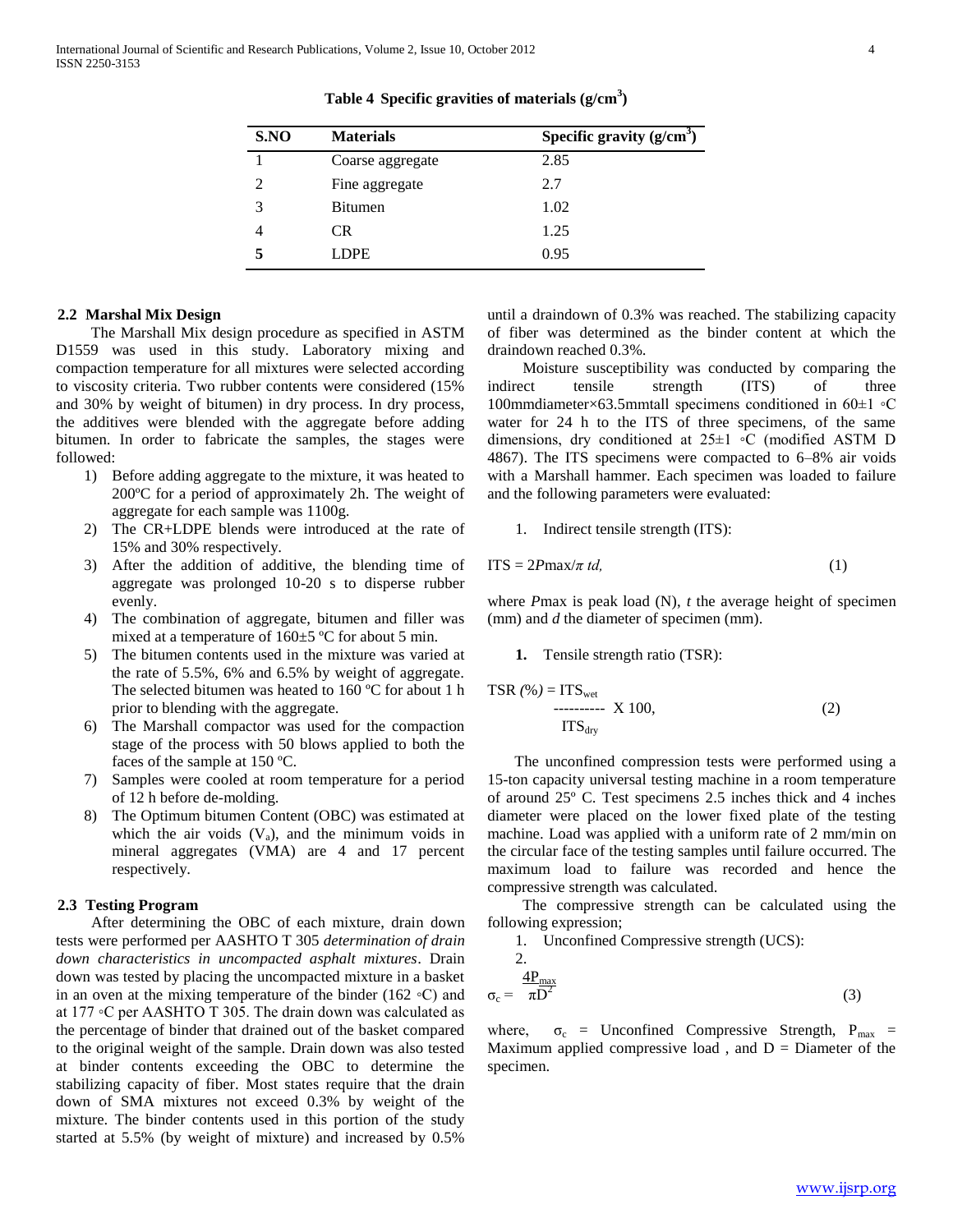**Table 4 Specific gravities of materials (g/cm$^3$)**

| S.NO | Materials | Specific gravity (g/cm$^3$) |
|---|---|---|
| 1 | Coarse aggregate | 2.85 |
| 2 | Fine aggregate | 2.7 |
| 3 | Bitumen | 1.02 |
| 4 | CR | 1.25 |
| **5** | LDPE | 0.95 |

### 2.2 Marshal Mix Design

The Marshall Mix design procedure as specified in ASTM D1559 was used in this study. Laboratory mixing and compaction temperature for all mixtures were selected according to viscosity criteria. Two rubber contents were considered (15% and 30% by weight of bitumen) in dry process. In dry process, the additives were blended with the aggregate before adding bitumen. In order to fabricate the samples, the stages were followed:

1) Before adding aggregate to the mixture, it was heated to 200ºC for a period of approximately 2h. The weight of aggregate for each sample was 1100g.
2) The CR+LDPE blends were introduced at the rate of 15% and 30% respectively.
3) After the addition of additive, the blending time of aggregate was prolonged 10-20 s to disperse rubber evenly.
4) The combination of aggregate, bitumen and filler was mixed at a temperature of 160±5 ºC for about 5 min.
5) The bitumen contents used in the mixture was varied at the rate of 5.5%, 6% and 6.5% by weight of aggregate. The selected bitumen was heated to 160 ºC for about 1 h prior to blending with the aggregate.
6) The Marshall compactor was used for the compaction stage of the process with 50 blows applied to both the faces of the sample at 150 ºC.
7) Samples were cooled at room temperature for a period of 12 h before de-molding.
8) The Optimum bitumen Content (OBC) was estimated at which the air voids ($V_a$), and the minimum voids in mineral aggregates (VMA) are 4 and 17 percent respectively.

### 2.3 Testing Program

After determining the OBC of each mixture, drain down tests were performed per AASHTO T 305 *determination of drain down characteristics in uncompacted asphalt mixtures*. Drain down was tested by placing the uncompacted mixture in a basket in an oven at the mixing temperature of the binder (162 ◦C) and at 177 ◦C per AASHTO T 305. The drain down was calculated as the percentage of binder that drained out of the basket compared to the original weight of the sample. Drain down was also tested at binder contents exceeding the OBC to determine the stabilizing capacity of fiber. Most states require that the drain down of SMA mixtures not exceed 0.3% by weight of the mixture. The binder contents used in this portion of the study started at 5.5% (by weight of mixture) and increased by 0.5% until a draindown of 0.3% was reached. The stabilizing capacity of fiber was determined as the binder content at which the draindown reached 0.3%.

Moisture susceptibility was conducted by comparing the indirect tensile strength (ITS) of three 100mmdiameter×63.5mmtall specimens conditioned in 60±1 ◦C water for 24 h to the ITS of three specimens, of the same dimensions, dry conditioned at 25±1 ◦C (modified ASTM D 4867). The ITS specimens were compacted to 6–8% air voids with a Marshall hammer. Each specimen was loaded to failure and the following parameters were evaluated:

1. Indirect tensile strength (ITS):

$$ITS = 2P_{max}/\pi td, \quad (1)$$

where $P_{max}$ is peak load (N), $t$ the average height of specimen (mm) and $d$ the diameter of specimen (mm).

1. Tensile strength ratio (TSR):

$$TSR\,(\%) = \frac{ITS_{wet}}{ITS_{dry}} \times 100, \quad (2)$$

The unconfined compression tests were performed using a 15-ton capacity universal testing machine in a room temperature of around 25º C. Test specimens 2.5 inches thick and 4 inches diameter were placed on the lower fixed plate of the testing machine. Load was applied with a uniform rate of 2 mm/min on the circular face of the testing samples until failure occurred. The maximum load to failure was recorded and hence the compressive strength was calculated.

The compressive strength can be calculated using the following expression;

1. Unconfined Compressive strength (UCS):
2.

$$\sigma_c = \frac{4P_{max}}{\pi D^2} \quad (3)$$

where, $\sigma_c$ = Unconfined Compressive Strength, $P_{max}$ = Maximum applied compressive load , and D = Diameter of the specimen.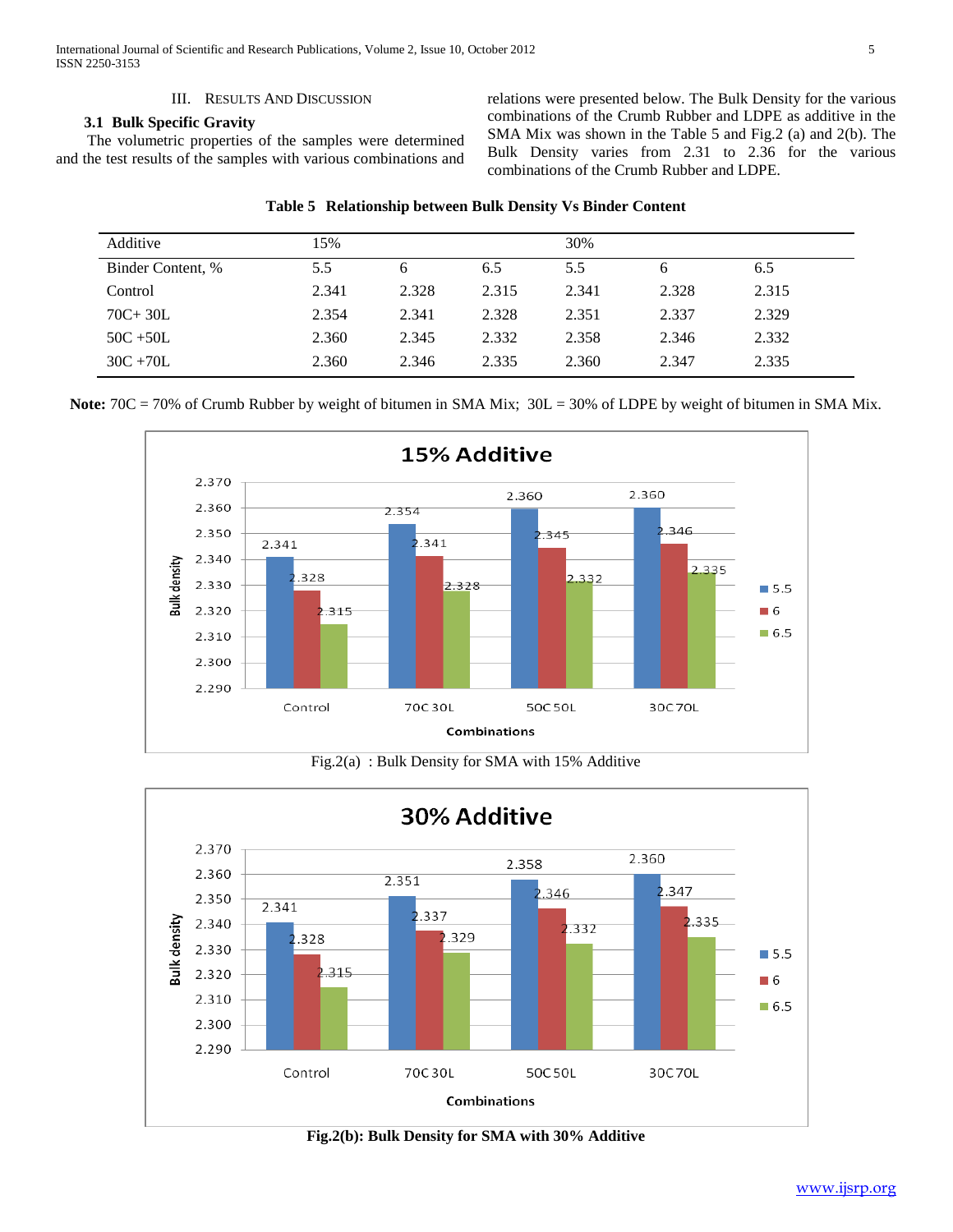## III. Results And Discussion

### 3.1 Bulk Specific Gravity

The volumetric properties of the samples were determined and the test results of the samples with various combinations and relations were presented below. The Bulk Density for the various combinations of the Crumb Rubber and LDPE as additive in the SMA Mix was shown in the Table 5 and Fig.2 (a) and 2(b). The Bulk Density varies from 2.31 to 2.36 for the various combinations of the Crumb Rubber and LDPE.

**Table 5 Relationship between Bulk Density Vs Binder Content**

| Additive | 15% | | | 30% | | |
|---|---|---|---|---|---|---|
| Binder Content, % | 5.5 | 6 | 6.5 | 5.5 | 6 | 6.5 |
| Control | 2.341 | 2.328 | 2.315 | 2.341 | 2.328 | 2.315 |
| 70C+ 30L | 2.354 | 2.341 | 2.328 | 2.351 | 2.337 | 2.329 |
| 50C +50L | 2.360 | 2.345 | 2.332 | 2.358 | 2.346 | 2.332 |
| 30C +70L | 2.360 | 2.346 | 2.335 | 2.360 | 2.347 | 2.335 |

**Note:** 70C = 70% of Crumb Rubber by weight of bitumen in SMA Mix; 30L = 30% of LDPE by weight of bitumen in SMA Mix.

Fig.2(a) : Bulk Density for SMA with 15% Additive

**Fig.2(b): Bulk Density for SMA with 30% Additive**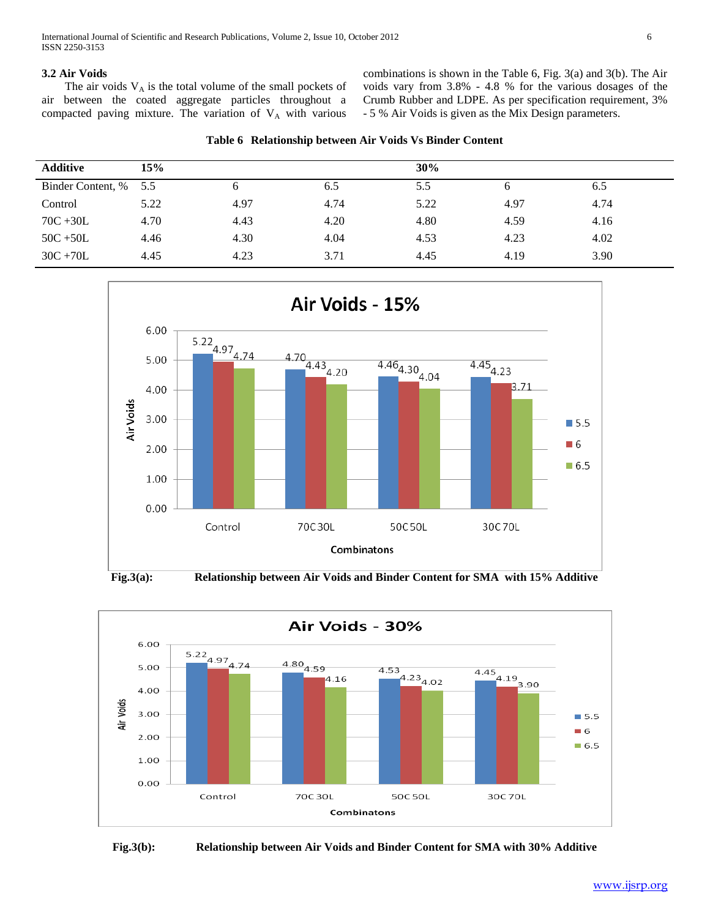### 3.2 Air Voids

The air voids $V_A$ is the total volume of the small pockets of air between the coated aggregate particles throughout a compacted paving mixture. The variation of $V_A$ with various combinations is shown in the Table 6, Fig. 3(a) and 3(b). The Air voids vary from 3.8% - 4.8 % for the various dosages of the Crumb Rubber and LDPE. As per specification requirement, 3% - 5 % Air Voids is given as the Mix Design parameters.

**Table 6 Relationship between Air Voids Vs Binder Content**

| **Additive** | **15%** | | | **30%** | | |
|---|---|---|---|---|---|---|
| Binder Content, % | 5.5 | 6 | 6.5 | 5.5 | 6 | 6.5 |
| Control | 5.22 | 4.97 | 4.74 | 5.22 | 4.97 | 4.74 |
| 70C +30L | 4.70 | 4.43 | 4.20 | 4.80 | 4.59 | 4.16 |
| 50C +50L | 4.46 | 4.30 | 4.04 | 4.53 | 4.23 | 4.02 |
| 30C +70L | 4.45 | 4.23 | 3.71 | 4.45 | 4.19 | 3.90 |

**Fig.3(a): Relationship between Air Voids and Binder Content for SMA with 15% Additive**

**Fig.3(b): Relationship between Air Voids and Binder Content for SMA with 30% Additive**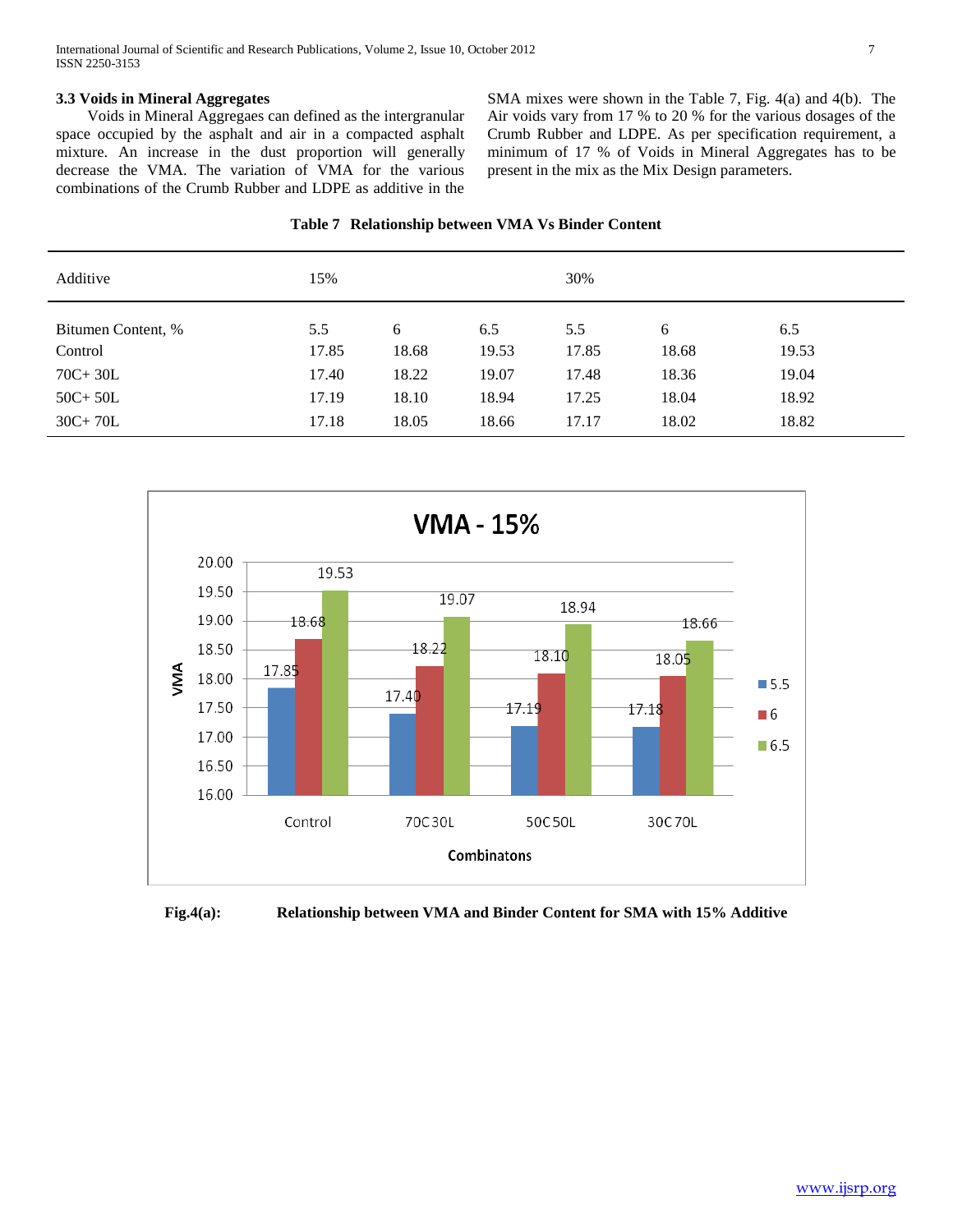### 3.3 Voids in Mineral Aggregates

Voids in Mineral Aggregaes can defined as the intergranular space occupied by the asphalt and air in a compacted asphalt mixture. An increase in the dust proportion will generally decrease the VMA. The variation of VMA for the various combinations of the Crumb Rubber and LDPE as additive in the SMA mixes were shown in the Table 7, Fig. 4(a) and 4(b). The Air voids vary from 17 % to 20 % for the various dosages of the Crumb Rubber and LDPE. As per specification requirement, a minimum of 17 % of Voids in Mineral Aggregates has to be present in the mix as the Mix Design parameters.

**Table 7 Relationship between VMA Vs Binder Content**

| Additive | 15% | | | 30% | | |
|---|---|---|---|---|---|---|
| Bitumen Content, % | 5.5 | 6 | 6.5 | 5.5 | 6 | 6.5 |
| Control | 17.85 | 18.68 | 19.53 | 17.85 | 18.68 | 19.53 |
| 70C+ 30L | 17.40 | 18.22 | 19.07 | 17.48 | 18.36 | 19.04 |
| 50C+ 50L | 17.19 | 18.10 | 18.94 | 17.25 | 18.04 | 18.92 |
| 30C+ 70L | 17.18 | 18.05 | 18.66 | 17.17 | 18.02 | 18.82 |

**Fig.4(a): Relationship between VMA and Binder Content for SMA with 15% Additive**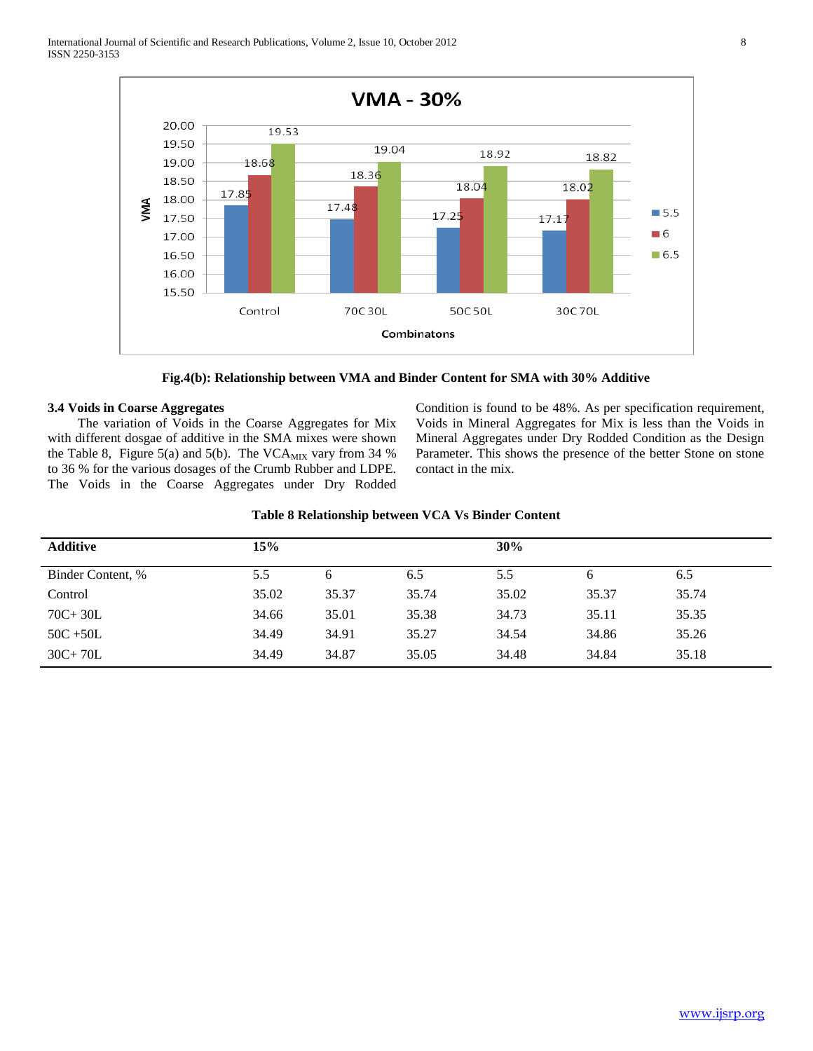**Fig.4(b): Relationship between VMA and Binder Content for SMA with 30% Additive**

### 3.4 Voids in Coarse Aggregates

The variation of Voids in the Coarse Aggregates for Mix with different dosgae of additive in the SMA mixes were shown the Table 8, Figure 5(a) and 5(b). The $VCA_{MIX}$ vary from 34 % to 36 % for the various dosages of the Crumb Rubber and LDPE. The Voids in the Coarse Aggregates under Dry Rodded Condition is found to be 48%. As per specification requirement, Voids in Mineral Aggregates for Mix is less than the Voids in Mineral Aggregates under Dry Rodded Condition as the Design Parameter. This shows the presence of the better Stone on stone contact in the mix.

**Table 8 Relationship between VCA Vs Binder Content**

| Additive | 15% | | | 30% | | |
|---|---|---|---|---|---|---|
| Binder Content, % | 5.5 | 6 | 6.5 | 5.5 | 6 | 6.5 |
| Control | 35.02 | 35.37 | 35.74 | 35.02 | 35.37 | 35.74 |
| 70C+ 30L | 34.66 | 35.01 | 35.38 | 34.73 | 35.11 | 35.35 |
| 50C +50L | 34.49 | 34.91 | 35.27 | 34.54 | 34.86 | 35.26 |
| 30C+ 70L | 34.49 | 34.87 | 35.05 | 34.48 | 34.84 | 35.18 |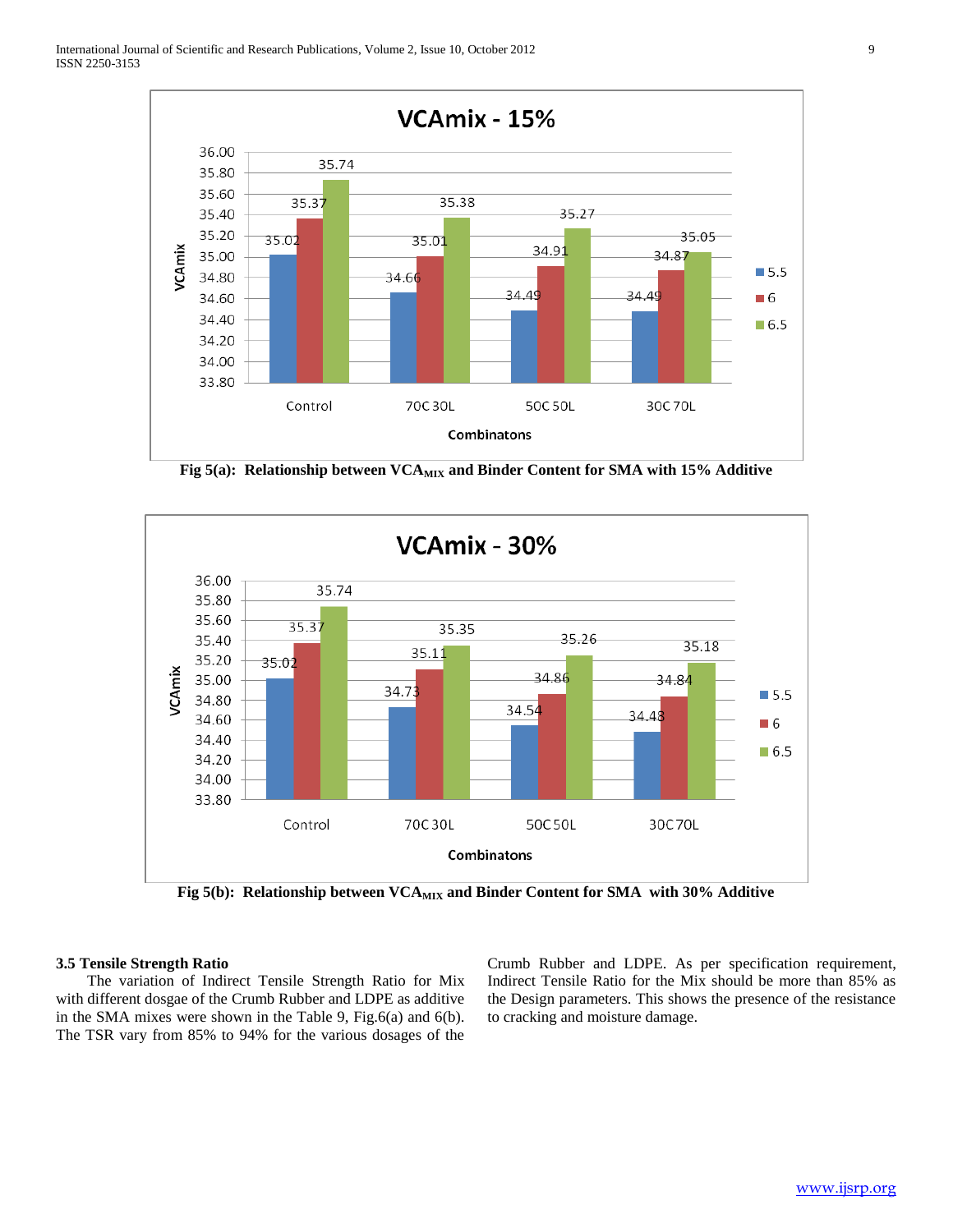Fig 5(a): Relationship between $VCA_{MIX}$ and Binder Content for SMA with 15% Additive

Fig 5(b): Relationship between $VCA_{MIX}$ and Binder Content for SMA with 30% Additive

### 3.5 Tensile Strength Ratio

The variation of Indirect Tensile Strength Ratio for Mix with different dosgae of the Crumb Rubber and LDPE as additive in the SMA mixes were shown in the Table 9, Fig.6(a) and 6(b). The TSR vary from 85% to 94% for the various dosages of the Crumb Rubber and LDPE. As per specification requirement, Indirect Tensile Ratio for the Mix should be more than 85% as the Design parameters. This shows the presence of the resistance to cracking and moisture damage.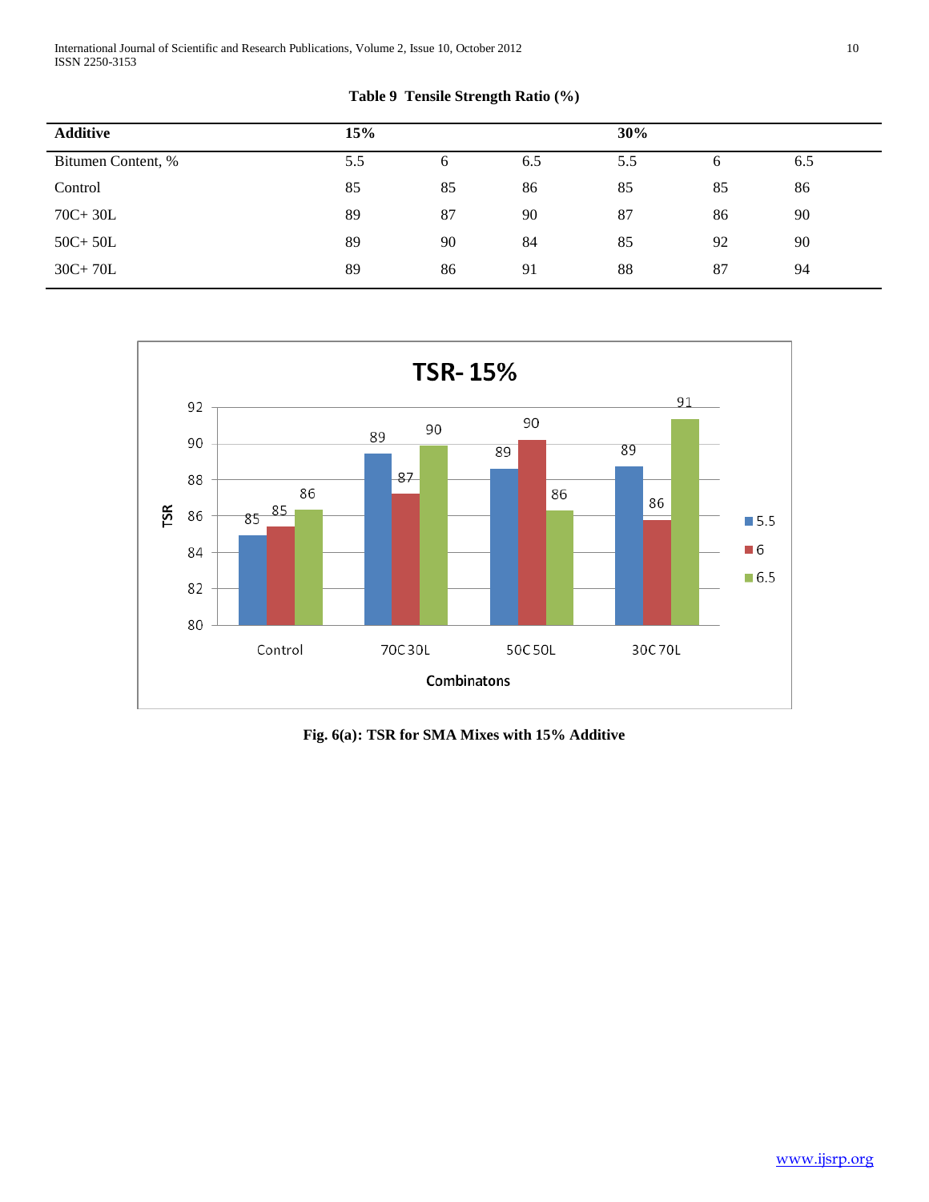**Table 9 Tensile Strength Ratio (%)**

| Additive | 15% | | | 30% | | |
|---|---|---|---|---|---|---|
| Bitumen Content, % | 5.5 | 6 | 6.5 | 5.5 | 6 | 6.5 |
| Control | 85 | 85 | 86 | 85 | 85 | 86 |
| 70C+ 30L | 89 | 87 | 90 | 87 | 86 | 90 |
| 50C+ 50L | 89 | 90 | 84 | 85 | 92 | 90 |
| 30C+ 70L | 89 | 86 | 91 | 88 | 87 | 94 |

**Fig. 6(a): TSR for SMA Mixes with 15% Additive**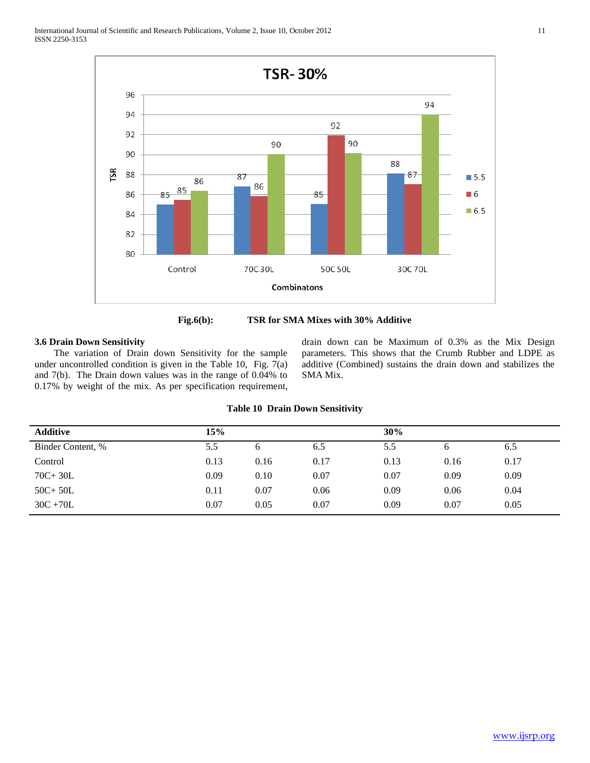Fig.6(b): TSR for SMA Mixes with 30% Additive

### 3.6 Drain Down Sensitivity

The variation of Drain down Sensitivity for the sample under uncontrolled condition is given in the Table 10, Fig. 7(a) and 7(b). The Drain down values was in the range of 0.04% to 0.17% by weight of the mix. As per specification requirement, drain down can be Maximum of 0.3% as the Mix Design parameters. This shows that the Crumb Rubber and LDPE as additive (Combined) sustains the drain down and stabilizes the SMA Mix.

**Table 10 Drain Down Sensitivity**

| **Additive** | **15%** | | | **30%** | | |
|---|---|---|---|---|---|---|
| Binder Content, % | 5.5 | 6 | 6.5 | 5.5 | 6 | 6.5 |
| Control | 0.13 | 0.16 | 0.17 | 0.13 | 0.16 | 0.17 |
| 70C+ 30L | 0.09 | 0.10 | 0.07 | 0.07 | 0.09 | 0.09 |
| 50C+ 50L | 0.11 | 0.07 | 0.06 | 0.09 | 0.06 | 0.04 |
| 30C +70L | 0.07 | 0.05 | 0.07 | 0.09 | 0.07 | 0.05 |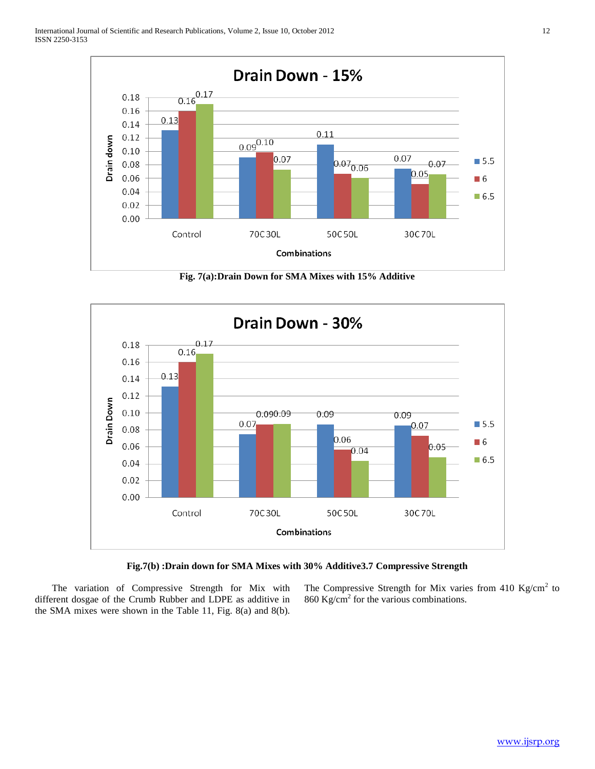Fig. 7(a):Drain Down for SMA Mixes with 15% Additive

Fig.7(b) :Drain down for SMA Mixes with 30% Additive

### 3.7 Compressive Strength

The variation of Compressive Strength for Mix with different dosgae of the Crumb Rubber and LDPE as additive in the SMA mixes were shown in the Table 11, Fig. 8(a) and 8(b). The Compressive Strength for Mix varies from 410 $Kg/cm^2$ to 860 $Kg/cm^2$ for the various combinations.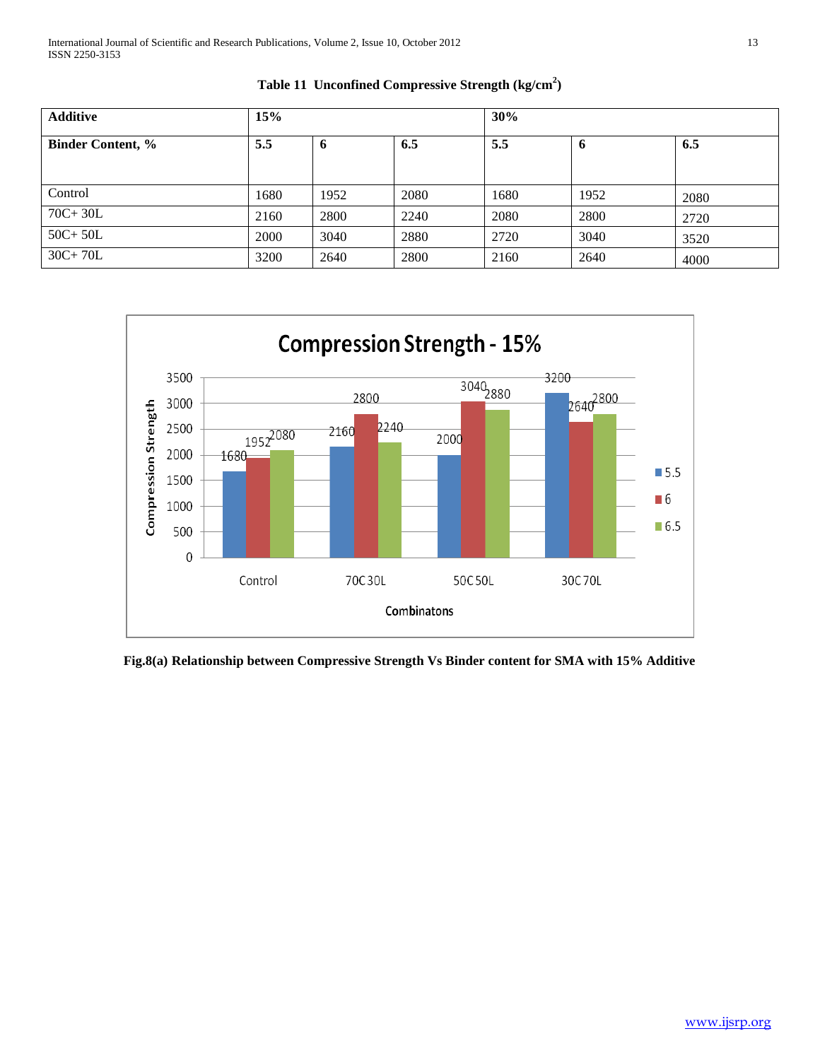**Table 11 Unconfined Compressive Strength (kg/cm$^2$)**

| Additive | 15% | | | 30% | | |
|---|---|---|---|---|---|---|
| **Binder Content, %** | **5.5** | **6** | **6.5** | **5.5** | **6** | **6.5** |
| Control | 1680 | 1952 | 2080 | 1680 | 1952 | 2080 |
| 70C+ 30L | 2160 | 2800 | 2240 | 2080 | 2800 | 2720 |
| 50C+ 50L | 2000 | 3040 | 2880 | 2720 | 3040 | 3520 |
| 30C+ 70L | 3200 | 2640 | 2800 | 2160 | 2640 | 4000 |

**Fig.8(a) Relationship between Compressive Strength Vs Binder content for SMA with 15% Additive**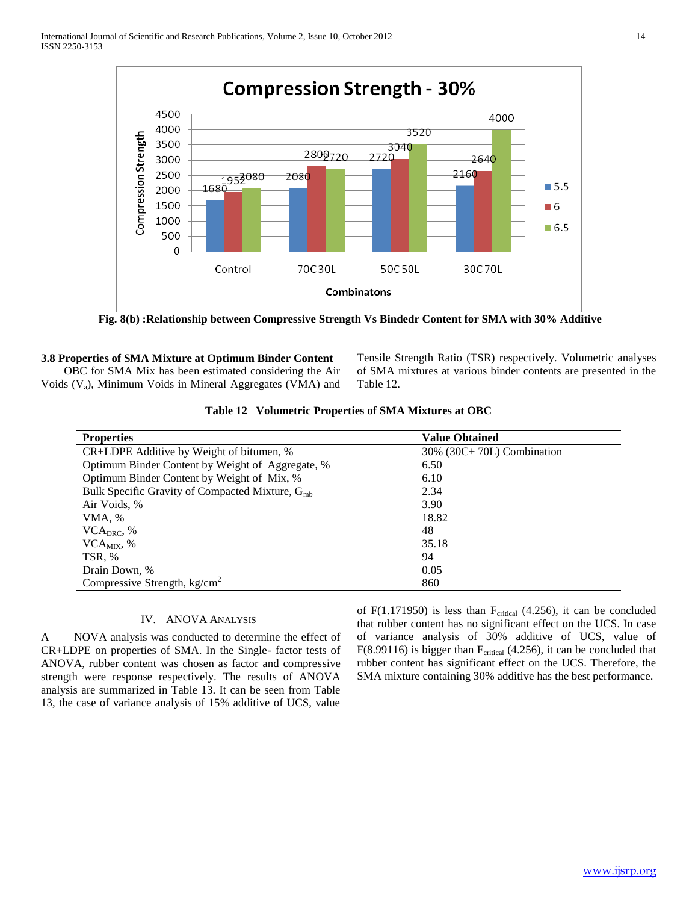**Fig. 8(b) :Relationship between Compressive Strength Vs Bindedr Content for SMA with 30% Additive**

### 3.8 Properties of SMA Mixture at Optimum Binder Content

OBC for SMA Mix has been estimated considering the Air Voids ($V_a$), Minimum Voids in Mineral Aggregates (VMA) and Tensile Strength Ratio (TSR) respectively. Volumetric analyses of SMA mixtures at various binder contents are presented in the Table 12.

**Table 12 Volumetric Properties of SMA Mixtures at OBC**

| Properties | Value Obtained |
|---|---|
| CR+LDPE Additive by Weight of bitumen, % | 30% (30C+ 70L) Combination |
| Optimum Binder Content by Weight of Aggregate, % | 6.50 |
| Optimum Binder Content by Weight of Mix, % | 6.10 |
| Bulk Specific Gravity of Compacted Mixture, $G_{mb}$ | 2.34 |
| Air Voids, % | 3.90 |
| VMA, % | 18.82 |
| $VCA_{DRC}$, % | 48 |
| $VCA_{MIX}$, % | 35.18 |
| TSR, % | 94 |
| Drain Down, % | 0.05 |
| Compressive Strength, kg/cm$^2$ | 860 |

## IV. ANOVA Analysis

ANOVA analysis was conducted to determine the effect of CR+LDPE on properties of SMA. In the Single- factor tests of ANOVA, rubber content was chosen as factor and compressive strength were response respectively. The results of ANOVA analysis are summarized in Table 13. It can be seen from Table 13, the case of variance analysis of 15% additive of UCS, value of F(1.171950) is less than $F_{critical}$ (4.256), it can be concluded that rubber content has no significant effect on the UCS. In case of variance analysis of 30% additive of UCS, value of F(8.99116) is bigger than $F_{critical}$ (4.256), it can be concluded that rubber content has significant effect on the UCS. Therefore, the SMA mixture containing 30% additive has the best performance.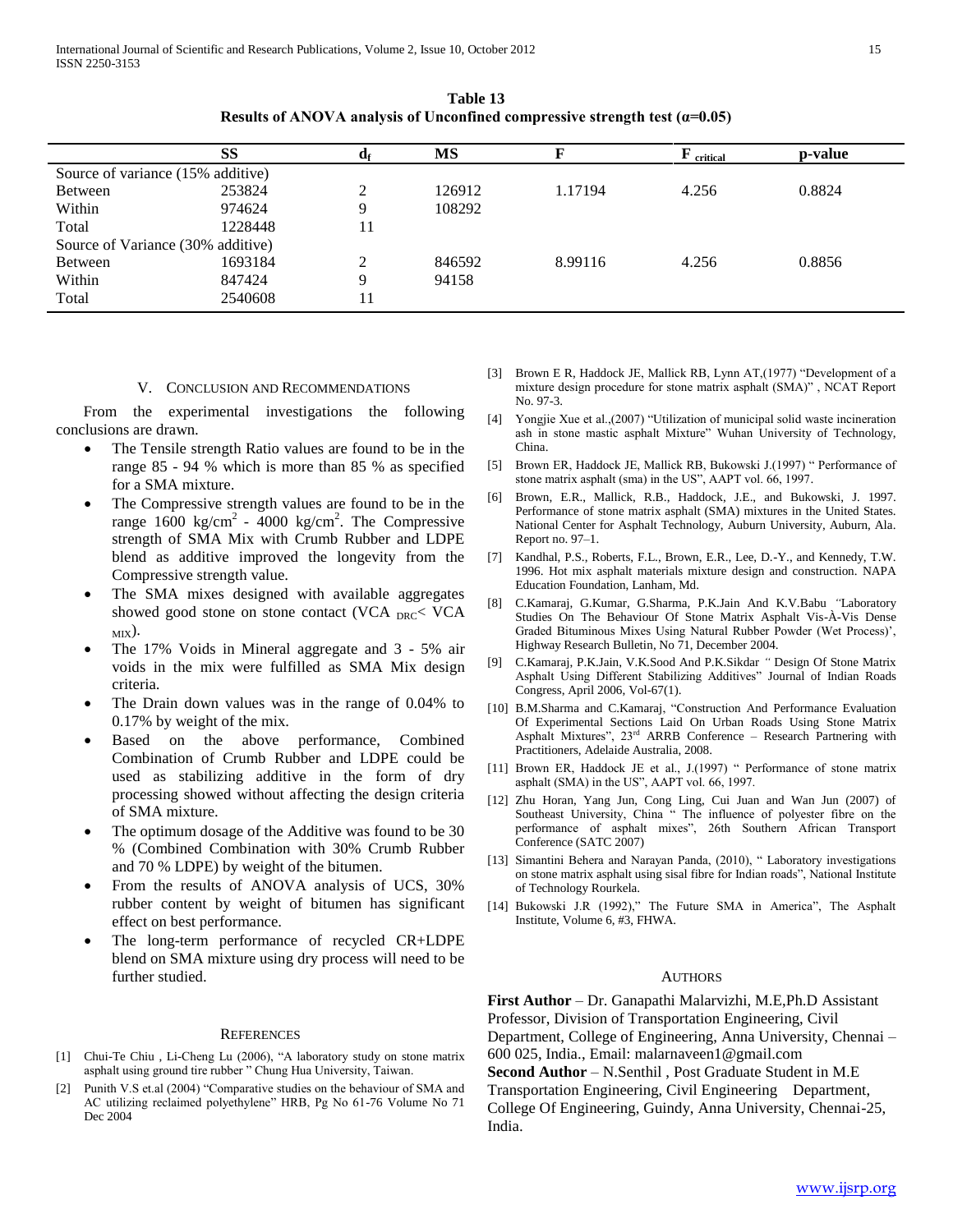**Table 13**
**Results of ANOVA analysis of Unconfined compressive strength test (α=0.05)**

| | SS | $d_f$ | MS | F | $F_{critical}$ | p-value |
|---|---|---|---|---|---|---|
| Source of variance (15% additive) | | | | | | |
| Between | 253824 | 2 | 126912 | 1.17194 | 4.256 | 0.8824 |
| Within | 974624 | 9 | 108292 | | | |
| Total | 1228448 | 11 | | | | |
| Source of Variance (30% additive) | | | | | | |
| Between | 1693184 | 2 | 846592 | 8.99116 | 4.256 | 0.8856 |
| Within | 847424 | 9 | 94158 | | | |
| Total | 2540608 | 11 | | | | |

## V. Conclusion and Recommendations

From the experimental investigations the following conclusions are drawn.

- The Tensile strength Ratio values are found to be in the range 85 - 94 % which is more than 85 % as specified for a SMA mixture.
- The Compressive strength values are found to be in the range 1600 $kg/cm^2$ - 4000 $kg/cm^2$. The Compressive strength of SMA Mix with Crumb Rubber and LDPE blend as additive improved the longevity from the Compressive strength value.
- The SMA mixes designed with available aggregates showed good stone on stone contact ($VCA_{DRC} < VCA_{MIX}$).
- The 17% Voids in Mineral aggregate and 3 - 5% air voids in the mix were fulfilled as SMA Mix design criteria.
- The Drain down values was in the range of 0.04% to 0.17% by weight of the mix.
- Based on the above performance, Combined Combination of Crumb Rubber and LDPE could be used as stabilizing additive in the form of dry processing showed without affecting the design criteria of SMA mixture.
- The optimum dosage of the Additive was found to be 30 % (Combined Combination with 30% Crumb Rubber and 70 % LDPE) by weight of the bitumen.
- From the results of ANOVA analysis of UCS, 30% rubber content by weight of bitumen has significant effect on best performance.
- The long-term performance of recycled CR+LDPE blend on SMA mixture using dry process will need to be further studied.

## References

[1] Chui-Te Chiu , Li-Cheng Lu (2006), "A laboratory study on stone matrix asphalt using ground tire rubber " Chung Hua University, Taiwan.

[2] Punith V.S et.al (2004) "Comparative studies on the behaviour of SMA and AC utilizing reclaimed polyethylene" HRB, Pg No 61-76 Volume No 71 Dec 2004

[3] Brown E R, Haddock JE, Mallick RB, Lynn AT,(1977) "Development of a mixture design procedure for stone matrix asphalt (SMA)" , NCAT Report No. 97-3.

[4] Yongjie Xue et al.,(2007) "Utilization of municipal solid waste incineration ash in stone mastic asphalt Mixture" Wuhan University of Technology, China.

[5] Brown ER, Haddock JE, Mallick RB, Bukowski J.(1997) " Performance of stone matrix asphalt (sma) in the US", AAPT vol. 66, 1997.

[6] Brown, E.R., Mallick, R.B., Haddock, J.E., and Bukowski, J. 1997. Performance of stone matrix asphalt (SMA) mixtures in the United States. National Center for Asphalt Technology, Auburn University, Auburn, Ala. Report no. 97–1.

[7] Kandhal, P.S., Roberts, F.L., Brown, E.R., Lee, D.-Y., and Kennedy, T.W. 1996. Hot mix asphalt materials mixture design and construction. NAPA Education Foundation, Lanham, Md.

[8] C.Kamaraj, G.Kumar, G.Sharma, P.K.Jain And K.V.Babu *"*Laboratory Studies On The Behaviour Of Stone Matrix Asphalt Vis-À-Vis Dense Graded Bituminous Mixes Using Natural Rubber Powder (Wet Process)', Highway Research Bulletin, No 71, December 2004.

[9] C.Kamaraj, P.K.Jain, V.K.Sood And P.K.Sikdar *"* Design Of Stone Matrix Asphalt Using Different Stabilizing Additives" Journal of Indian Roads Congress, April 2006, Vol-67(1).

[10] B.M.Sharma and C.Kamaraj, "Construction And Performance Evaluation Of Experimental Sections Laid On Urban Roads Using Stone Matrix Asphalt Mixtures", 23rd ARRB Conference – Research Partnering with Practitioners, Adelaide Australia, 2008.

[11] Brown ER, Haddock JE et al., J.(1997) " Performance of stone matrix asphalt (SMA) in the US", AAPT vol. 66, 1997.

[12] Zhu Horan, Yang Jun, Cong Ling, Cui Juan and Wan Jun (2007) of Southeast University, China " The influence of polyester fibre on the performance of asphalt mixes", 26th Southern African Transport Conference (SATC 2007)

[13] Simantini Behera and Narayan Panda, (2010), " Laboratory investigations on stone matrix asphalt using sisal fibre for Indian roads", National Institute of Technology Rourkela.

[14] Bukowski J.R (1992)," The Future SMA in America", The Asphalt Institute, Volume 6, #3, FHWA.

## Authors

**First Author** – Dr. Ganapathi Malarvizhi, M.E,Ph.D Assistant Professor, Division of Transportation Engineering, Civil Department, College of Engineering, Anna University, Chennai – 600 025, India., Email: malarnaveen1@gmail.com

**Second Author** – N.Senthil , Post Graduate Student in M.E Transportation Engineering, Civil Engineering Department, College Of Engineering, Guindy, Anna University, Chennai-25, India.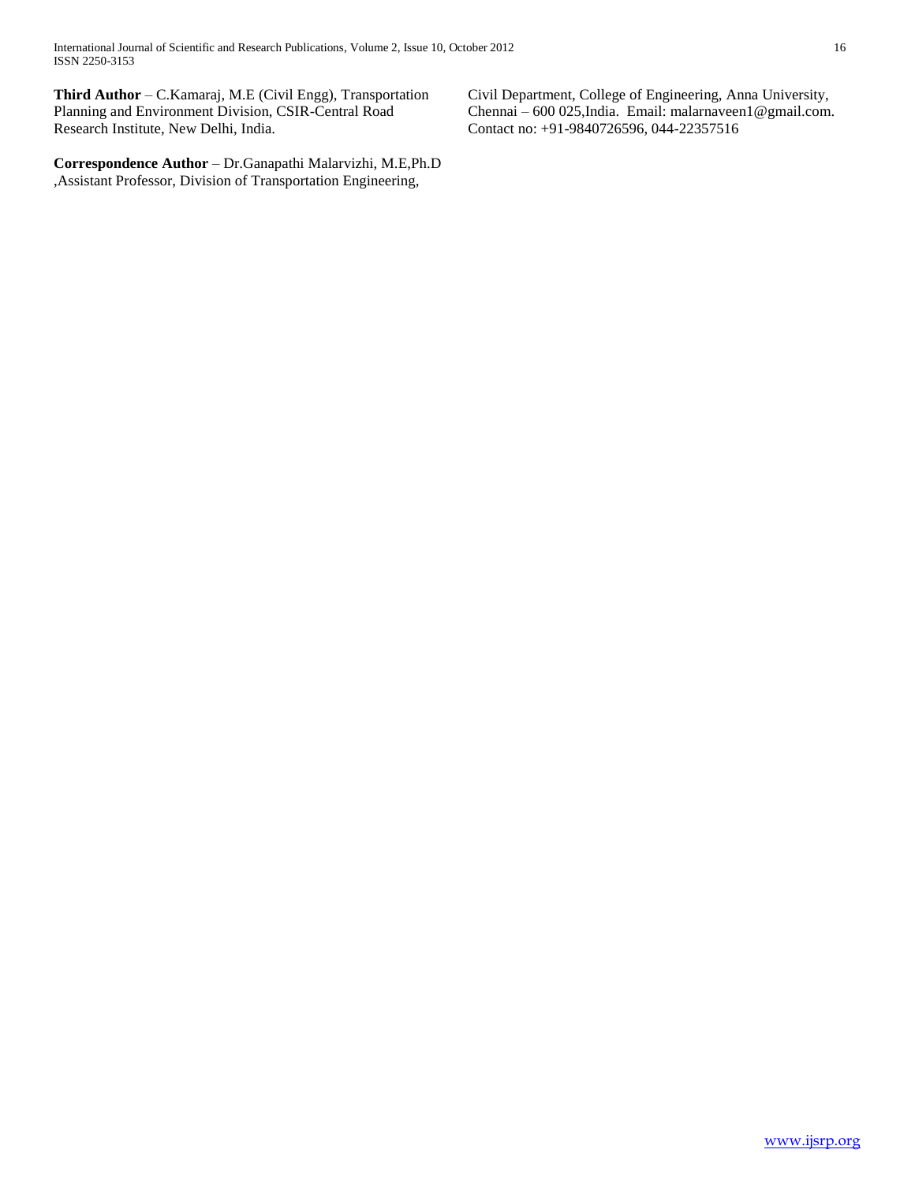**Third Author** – C.Kamaraj, M.E (Civil Engg), Transportation Planning and Environment Division, CSIR-Central Road Research Institute, New Delhi, India.

**Correspondence Author** – Dr.Ganapathi Malarvizhi, M.E,Ph.D ,Assistant Professor, Division of Transportation Engineering, Civil Department, College of Engineering, Anna University, Chennai – 600 025,India. Email: malarnaveen1@gmail.com. Contact no: +91-9840726596, 044-22357516